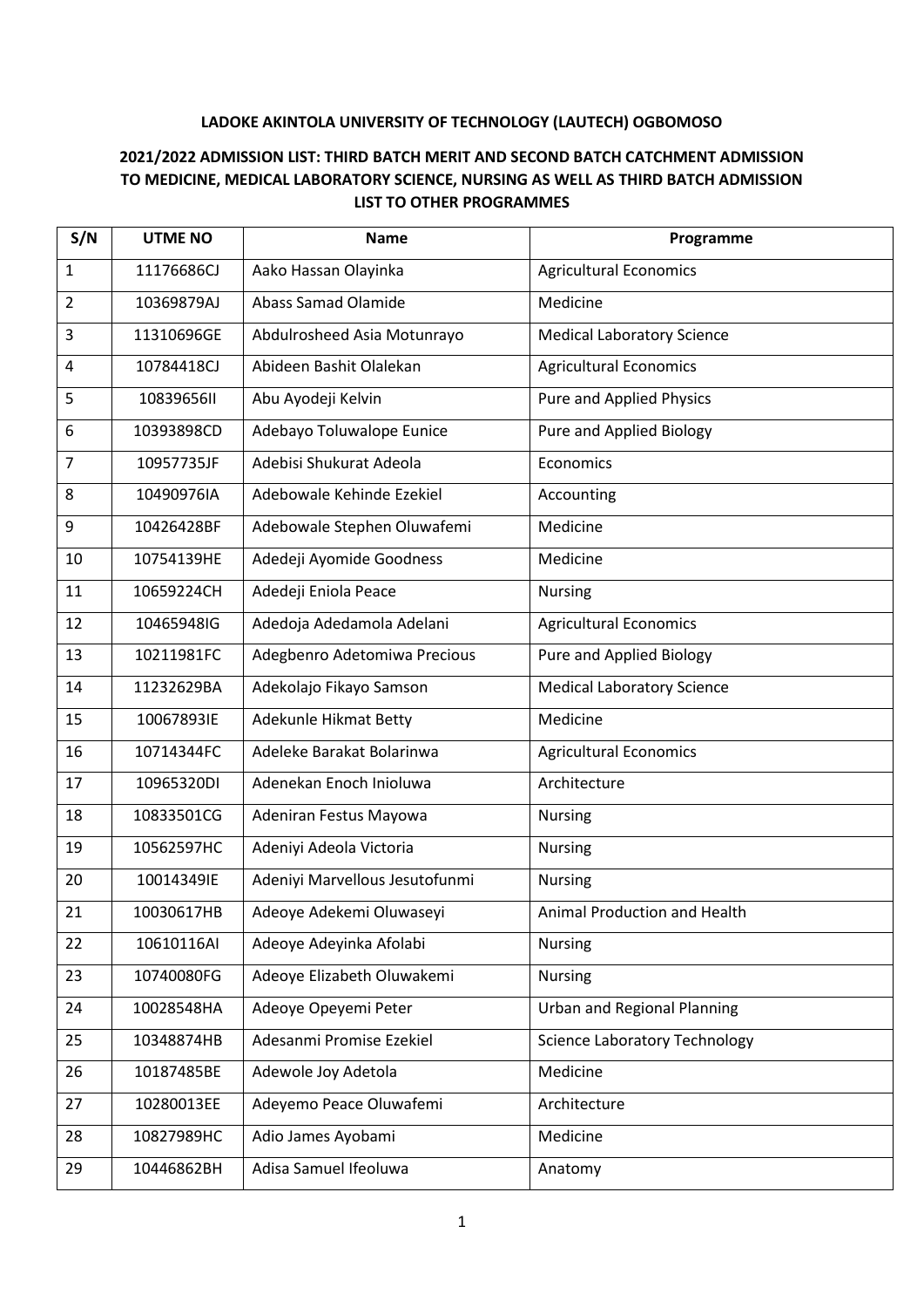**LADOKE AKINTOLA UNIVERSITY OF TECHNOLOGY (LAUTECH) OGBOMOSO**

**2021/2022 ADMISSION LIST: THIRD BATCH MERIT AND SECOND BATCH CATCHMENT ADMISSION TO MEDICINE, MEDICAL LABORATORY SCIENCE, NURSING AS WELL AS THIRD BATCH ADMISSION LIST TO OTHER PROGRAMMES**

| S/N | UTME NO | Name | Programme |
|---|---|---|---|
| 1 | 11176686CJ | Aako Hassan Olayinka | Agricultural Economics |
| 2 | 10369879AJ | Abass Samad Olamide | Medicine |
| 3 | 11310696GE | Abdulrosheed Asia Motunrayo | Medical Laboratory Science |
| 4 | 10784418CJ | Abideen Bashit Olalekan | Agricultural Economics |
| 5 | 10839656II | Abu Ayodeji Kelvin | Pure and Applied Physics |
| 6 | 10393898CD | Adebayo Toluwalope Eunice | Pure and Applied Biology |
| 7 | 10957735JF | Adebisi Shukurat Adeola | Economics |
| 8 | 10490976IA | Adebowale Kehinde Ezekiel | Accounting |
| 9 | 10426428BF | Adebowale Stephen Oluwafemi | Medicine |
| 10 | 10754139HE | Adedeji Ayomide Goodness | Medicine |
| 11 | 10659224CH | Adedeji Eniola Peace | Nursing |
| 12 | 10465948IG | Adedoja Adedamola Adelani | Agricultural Economics |
| 13 | 10211981FC | Adegbenro Adetomiwa Precious | Pure and Applied Biology |
| 14 | 11232629BA | Adekolajo Fikayo Samson | Medical Laboratory Science |
| 15 | 10067893IE | Adekunle Hikmat Betty | Medicine |
| 16 | 10714344FC | Adeleke Barakat Bolarinwa | Agricultural Economics |
| 17 | 10965320DI | Adenekan Enoch Inioluwa | Architecture |
| 18 | 10833501CG | Adeniran Festus Mayowa | Nursing |
| 19 | 10562597HC | Adeniyi Adeola Victoria | Nursing |
| 20 | 10014349IE | Adeniyi Marvellous Jesutofunmi | Nursing |
| 21 | 10030617HB | Adeoye Adekemi Oluwaseyi | Animal Production and Health |
| 22 | 10610116AI | Adeoye Adeyinka Afolabi | Nursing |
| 23 | 10740080FG | Adeoye Elizabeth Oluwakemi | Nursing |
| 24 | 10028548HA | Adeoye Opeyemi Peter | Urban and Regional Planning |
| 25 | 10348874HB | Adesanmi Promise Ezekiel | Science Laboratory Technology |
| 26 | 10187485BE | Adewole Joy Adetola | Medicine |
| 27 | 10280013EE | Adeyemo Peace Oluwafemi | Architecture |
| 28 | 10827989HC | Adio James Ayobami | Medicine |
| 29 | 10446862BH | Adisa Samuel Ifeoluwa | Anatomy |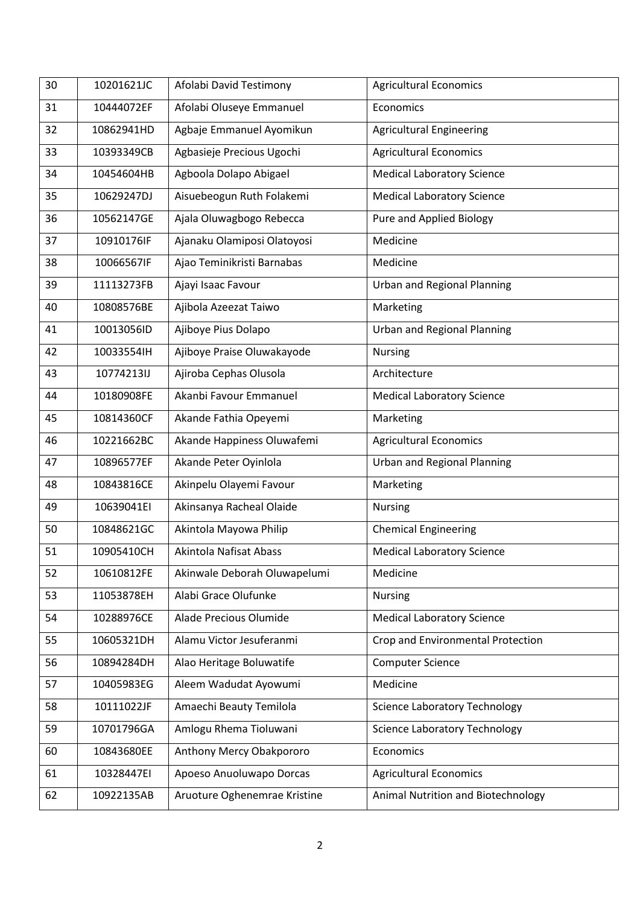| 30 | 10201621JC | Afolabi David Testimony | Agricultural Economics |
|---|---|---|---|
| 31 | 10444072EF | Afolabi Oluseye Emmanuel | Economics |
| 32 | 10862941HD | Agbaje Emmanuel Ayomikun | Agricultural Engineering |
| 33 | 10393349CB | Agbasieje Precious Ugochi | Agricultural Economics |
| 34 | 10454604HB | Agboola Dolapo Abigael | Medical Laboratory Science |
| 35 | 10629247DJ | Aisuebeogun Ruth Folakemi | Medical Laboratory Science |
| 36 | 10562147GE | Ajala Oluwagbogo Rebecca | Pure and Applied Biology |
| 37 | 10910176IF | Ajanaku Olamiposi Olatoyosi | Medicine |
| 38 | 10066567IF | Ajao Teminikristi Barnabas | Medicine |
| 39 | 11113273FB | Ajayi Isaac Favour | Urban and Regional Planning |
| 40 | 10808576BE | Ajibola Azeezat Taiwo | Marketing |
| 41 | 10013056ID | Ajiboye Pius Dolapo | Urban and Regional Planning |
| 42 | 10033554IH | Ajiboye Praise Oluwakayode | Nursing |
| 43 | 10774213IJ | Ajiroba Cephas Olusola | Architecture |
| 44 | 10180908FE | Akanbi Favour Emmanuel | Medical Laboratory Science |
| 45 | 10814360CF | Akande Fathia Opeyemi | Marketing |
| 46 | 10221662BC | Akande Happiness Oluwafemi | Agricultural Economics |
| 47 | 10896577EF | Akande Peter Oyinlola | Urban and Regional Planning |
| 48 | 10843816CE | Akinpelu Olayemi Favour | Marketing |
| 49 | 10639041EI | Akinsanya Racheal Olaide | Nursing |
| 50 | 10848621GC | Akintola Mayowa Philip | Chemical Engineering |
| 51 | 10905410CH | Akintola Nafisat Abass | Medical Laboratory Science |
| 52 | 10610812FE | Akinwale Deborah Oluwapelumi | Medicine |
| 53 | 11053878EH | Alabi Grace Olufunke | Nursing |
| 54 | 10288976CE | Alade Precious Olumide | Medical Laboratory Science |
| 55 | 10605321DH | Alamu Victor Jesuferanmi | Crop and Environmental Protection |
| 56 | 10894284DH | Alao Heritage Boluwatife | Computer Science |
| 57 | 10405983EG | Aleem Wadudat Ayowumi | Medicine |
| 58 | 10111022JF | Amaechi Beauty Temilola | Science Laboratory Technology |
| 59 | 10701796GA | Amlogu Rhema Tioluwani | Science Laboratory Technology |
| 60 | 10843680EE | Anthony Mercy Obakpororo | Economics |
| 61 | 10328447EI | Apoeso Anuoluwapo Dorcas | Agricultural Economics |
| 62 | 10922135AB | Aruoture Oghenemrae Kristine | Animal Nutrition and Biotechnology |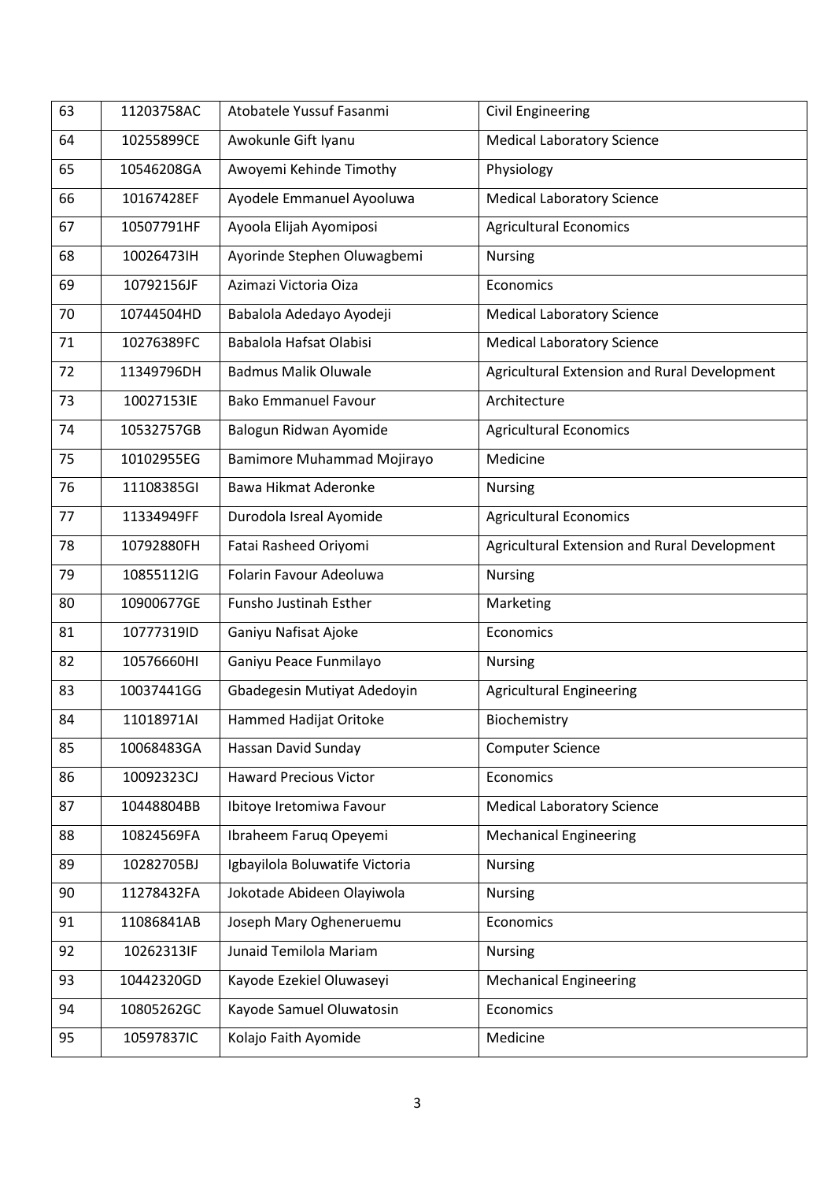| 63 | 11203758AC | Atobatele Yussuf Fasanmi | Civil Engineering |
|---|---|---|---|
| 64 | 10255899CE | Awokunle Gift Iyanu | Medical Laboratory Science |
| 65 | 10546208GA | Awoyemi Kehinde Timothy | Physiology |
| 66 | 10167428EF | Ayodele Emmanuel Ayooluwa | Medical Laboratory Science |
| 67 | 10507791HF | Ayoola Elijah Ayomiposi | Agricultural Economics |
| 68 | 10026473IH | Ayorinde Stephen Oluwagbemi | Nursing |
| 69 | 10792156JF | Azimazi Victoria Oiza | Economics |
| 70 | 10744504HD | Babalola Adedayo Ayodeji | Medical Laboratory Science |
| 71 | 10276389FC | Babalola Hafsat Olabisi | Medical Laboratory Science |
| 72 | 11349796DH | Badmus Malik Oluwale | Agricultural Extension and Rural Development |
| 73 | 10027153IE | Bako Emmanuel Favour | Architecture |
| 74 | 10532757GB | Balogun Ridwan Ayomide | Agricultural Economics |
| 75 | 10102955EG | Bamimore Muhammad Mojirayo | Medicine |
| 76 | 11108385GI | Bawa Hikmat Aderonke | Nursing |
| 77 | 11334949FF | Durodola Isreal Ayomide | Agricultural Economics |
| 78 | 10792880FH | Fatai Rasheed Oriyomi | Agricultural Extension and Rural Development |
| 79 | 10855112IG | Folarin Favour Adeoluwa | Nursing |
| 80 | 10900677GE | Funsho Justinah Esther | Marketing |
| 81 | 10777319ID | Ganiyu Nafisat Ajoke | Economics |
| 82 | 10576660HI | Ganiyu Peace Funmilayo | Nursing |
| 83 | 10037441GG | Gbadegesin Mutiyat Adedoyin | Agricultural Engineering |
| 84 | 11018971AI | Hammed Hadijat Oritoke | Biochemistry |
| 85 | 10068483GA | Hassan David Sunday | Computer Science |
| 86 | 10092323CJ | Haward Precious Victor | Economics |
| 87 | 10448804BB | Ibitoye Iretomiwa Favour | Medical Laboratory Science |
| 88 | 10824569FA | Ibraheem Faruq Opeyemi | Mechanical Engineering |
| 89 | 10282705BJ | Igbayilola Boluwatife Victoria | Nursing |
| 90 | 11278432FA | Jokotade Abideen Olayiwola | Nursing |
| 91 | 11086841AB | Joseph Mary Ogheneruemu | Economics |
| 92 | 10262313IF | Junaid Temilola Mariam | Nursing |
| 93 | 10442320GD | Kayode Ezekiel Oluwaseyi | Mechanical Engineering |
| 94 | 10805262GC | Kayode Samuel Oluwatosin | Economics |
| 95 | 10597837IC | Kolajo Faith Ayomide | Medicine |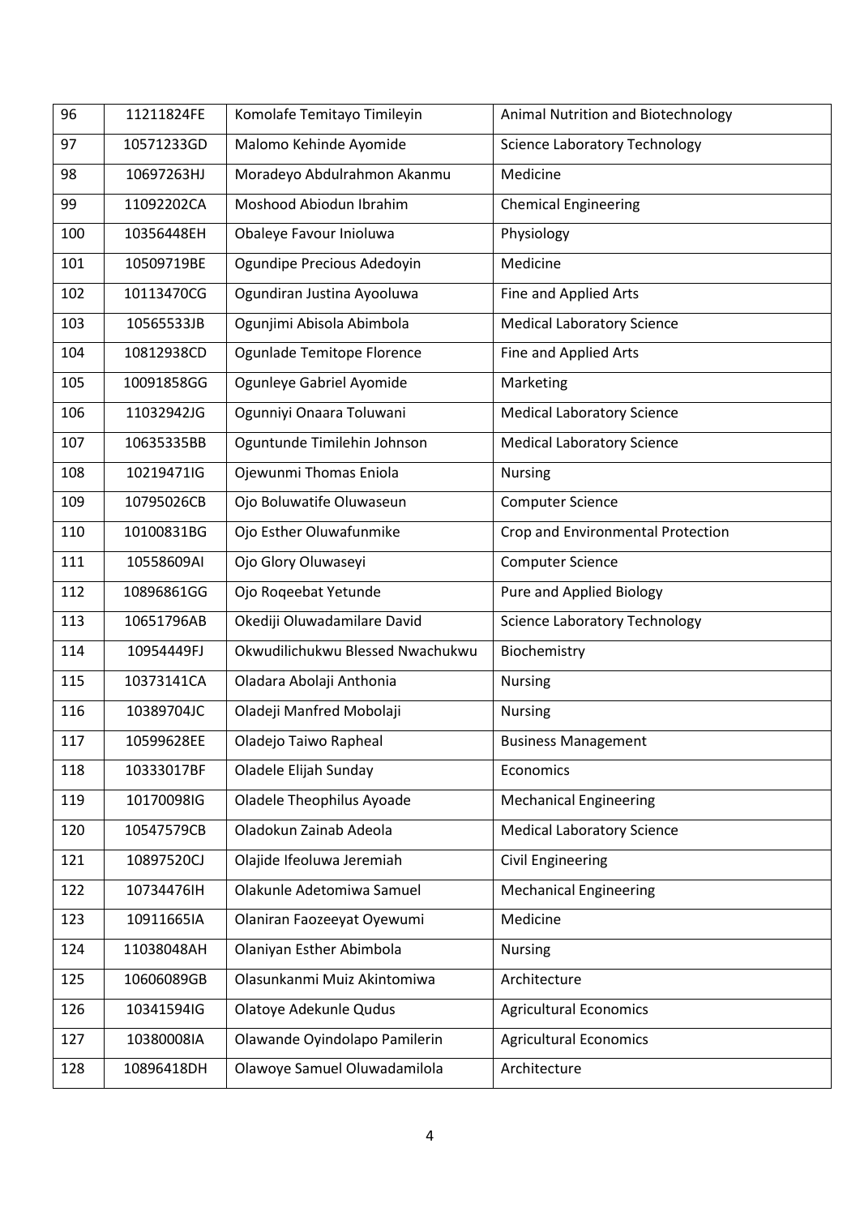| 96 | 11211824FE | Komolafe Temitayo Timileyin | Animal Nutrition and Biotechnology |
|---|---|---|---|
| 97 | 10571233GD | Malomo Kehinde Ayomide | Science Laboratory Technology |
| 98 | 10697263HJ | Moradeyo Abdulrahmon Akanmu | Medicine |
| 99 | 11092202CA | Moshood Abiodun Ibrahim | Chemical Engineering |
| 100 | 10356448EH | Obaleye Favour Inioluwa | Physiology |
| 101 | 10509719BE | Ogundipe Precious Adedoyin | Medicine |
| 102 | 10113470CG | Ogundiran Justina Ayooluwa | Fine and Applied Arts |
| 103 | 10565533JB | Ogunjimi Abisola Abimbola | Medical Laboratory Science |
| 104 | 10812938CD | Ogunlade Temitope Florence | Fine and Applied Arts |
| 105 | 10091858GG | Ogunleye Gabriel Ayomide | Marketing |
| 106 | 11032942JG | Ogunniyi Onaara Toluwani | Medical Laboratory Science |
| 107 | 10635335BB | Oguntunde Timilehin Johnson | Medical Laboratory Science |
| 108 | 10219471IG | Ojewunmi Thomas Eniola | Nursing |
| 109 | 10795026CB | Ojo Boluwatife Oluwaseun | Computer Science |
| 110 | 10100831BG | Ojo Esther Oluwafunmike | Crop and Environmental Protection |
| 111 | 10558609AI | Ojo Glory Oluwaseyi | Computer Science |
| 112 | 10896861GG | Ojo Roqeebat Yetunde | Pure and Applied Biology |
| 113 | 10651796AB | Okediji Oluwadamilare David | Science Laboratory Technology |
| 114 | 10954449FJ | Okwudilichukwu Blessed Nwachukwu | Biochemistry |
| 115 | 10373141CA | Oladara Abolaji Anthonia | Nursing |
| 116 | 10389704JC | Oladeji Manfred Mobolaji | Nursing |
| 117 | 10599628EE | Oladejo Taiwo Rapheal | Business Management |
| 118 | 10333017BF | Oladele Elijah Sunday | Economics |
| 119 | 10170098IG | Oladele Theophilus Ayoade | Mechanical Engineering |
| 120 | 10547579CB | Oladokun Zainab Adeola | Medical Laboratory Science |
| 121 | 10897520CJ | Olajide Ifeoluwa Jeremiah | Civil Engineering |
| 122 | 10734476IH | Olakunle Adetomiwa Samuel | Mechanical Engineering |
| 123 | 10911665IA | Olaniran Faozeeyat Oyewumi | Medicine |
| 124 | 11038048AH | Olaniyan Esther Abimbola | Nursing |
| 125 | 10606089GB | Olasunkanmi Muiz Akintomiwa | Architecture |
| 126 | 10341594IG | Olatoye Adekunle Qudus | Agricultural Economics |
| 127 | 10380008IA | Olawande Oyindolapo Pamilerin | Agricultural Economics |
| 128 | 10896418DH | Olawoye Samuel Oluwadamilola | Architecture |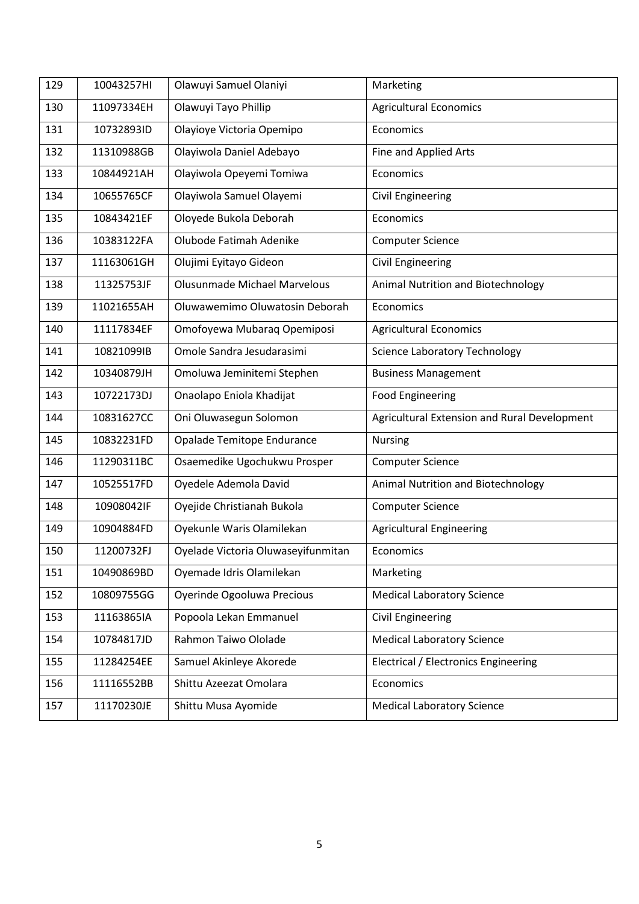| | | | |
|---|---|---|---|
| 129 | 10043257HI | Olawuyi Samuel Olaniyi | Marketing |
| 130 | 11097334EH | Olawuyi Tayo Phillip | Agricultural Economics |
| 131 | 10732893ID | Olayioye Victoria Opemipo | Economics |
| 132 | 11310988GB | Olayiwola Daniel Adebayo | Fine and Applied Arts |
| 133 | 10844921AH | Olayiwola Opeyemi Tomiwa | Economics |
| 134 | 10655765CF | Olayiwola Samuel Olayemi | Civil Engineering |
| 135 | 10843421EF | Oloyede Bukola Deborah | Economics |
| 136 | 10383122FA | Olubode Fatimah Adenike | Computer Science |
| 137 | 11163061GH | Olujimi Eyitayo Gideon | Civil Engineering |
| 138 | 11325753JF | Olusunmade Michael Marvelous | Animal Nutrition and Biotechnology |
| 139 | 11021655AH | Oluwawemimo Oluwatosin Deborah | Economics |
| 140 | 11117834EF | Omofoyewa Mubaraq Opemiposi | Agricultural Economics |
| 141 | 10821099IB | Omole Sandra Jesudarasimi | Science Laboratory Technology |
| 142 | 10340879JH | Omoluwa Jeminitemi Stephen | Business Management |
| 143 | 10722173DJ | Onaolapo Eniola Khadijat | Food Engineering |
| 144 | 10831627CC | Oni Oluwasegun Solomon | Agricultural Extension and Rural Development |
| 145 | 10832231FD | Opalade Temitope Endurance | Nursing |
| 146 | 11290311BC | Osaemedike Ugochukwu Prosper | Computer Science |
| 147 | 10525517FD | Oyedele Ademola David | Animal Nutrition and Biotechnology |
| 148 | 10908042IF | Oyejide Christianah Bukola | Computer Science |
| 149 | 10904884FD | Oyekunle Waris Olamilekan | Agricultural Engineering |
| 150 | 11200732FJ | Oyelade Victoria Oluwaseyifunmitan | Economics |
| 151 | 10490869BD | Oyemade Idris Olamilekan | Marketing |
| 152 | 10809755GG | Oyerinde Ogooluwa Precious | Medical Laboratory Science |
| 153 | 11163865IA | Popoola Lekan Emmanuel | Civil Engineering |
| 154 | 10784817JD | Rahmon Taiwo Ololade | Medical Laboratory Science |
| 155 | 11284254EE | Samuel Akinleye Akorede | Electrical / Electronics Engineering |
| 156 | 11116552BB | Shittu Azeezat Omolara | Economics |
| 157 | 11170230JE | Shittu Musa Ayomide | Medical Laboratory Science |